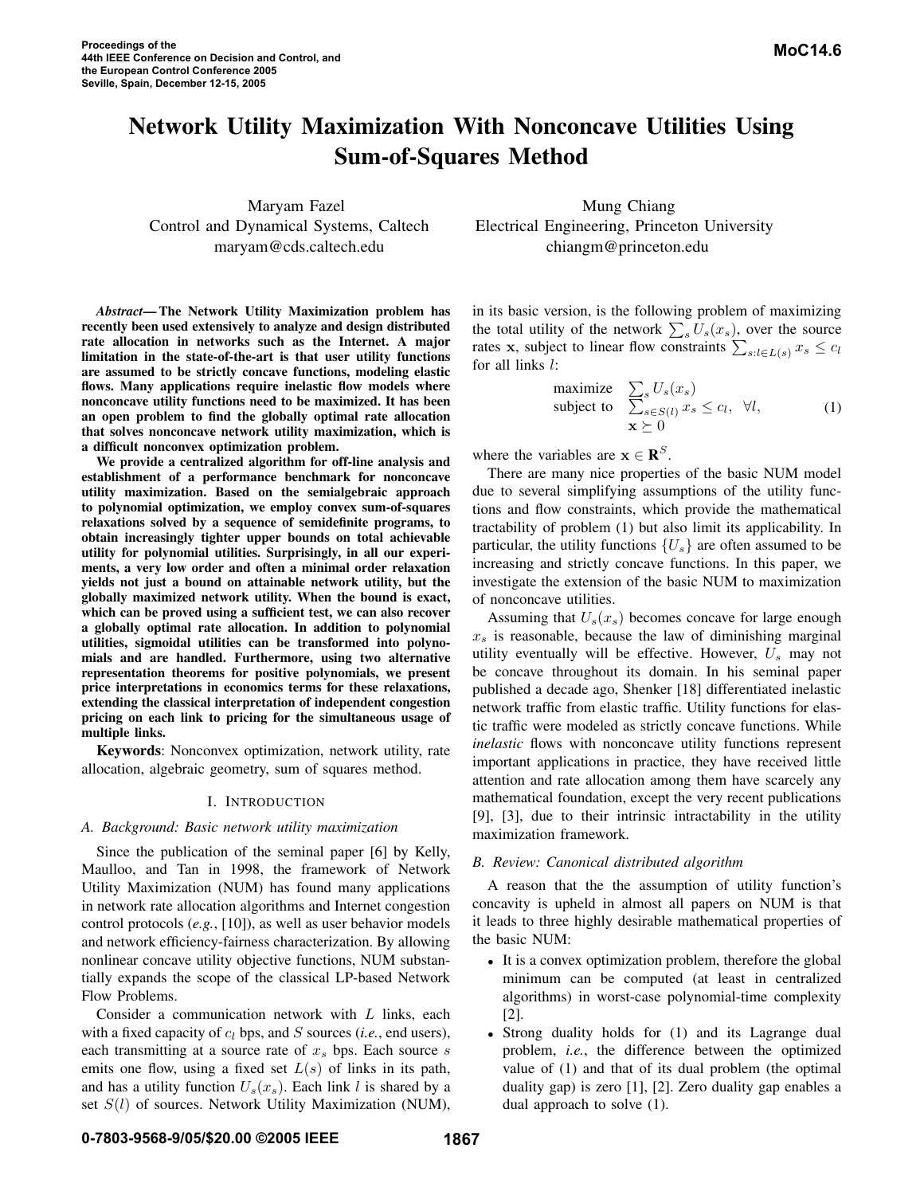# Network Utility Maximization With Nonconcave Utilities Using Sum-of-Squares Method

Maryam Fazel
Control and Dynamical Systems, Caltech
maryam@cds.caltech.edu

Mung Chiang
Electrical Engineering, Princeton University
chiangm@princeton.edu

***Abstract*— The Network Utility Maximization problem has recently been used extensively to analyze and design distributed rate allocation in networks such as the Internet. A major limitation in the state-of-the-art is that user utility functions are assumed to be strictly concave functions, modeling elastic flows. Many applications require inelastic flow models where nonconcave utility functions need to be maximized. It has been an open problem to find the globally optimal rate allocation that solves nonconcave network utility maximization, which is a difficult nonconvex optimization problem.**

**We provide a centralized algorithm for off-line analysis and establishment of a performance benchmark for nonconcave utility maximization. Based on the semialgebraic approach to polynomial optimization, we employ convex sum-of-squares relaxations solved by a sequence of semidefinite programs, to obtain increasingly tighter upper bounds on total achievable utility for polynomial utilities. Surprisingly, in all our experiments, a very low order and often a minimal order relaxation yields not just a bound on attainable network utility, but the globally maximized network utility. When the bound is exact, which can be proved using a sufficient test, we can also recover a globally optimal rate allocation. In addition to polynomial utilities, sigmoidal utilities can be transformed into polynomials and are handled. Furthermore, using two alternative representation theorems for positive polynomials, we present price interpretations in economics terms for these relaxations, extending the classical interpretation of independent congestion pricing on each link to pricing for the simultaneous usage of multiple links.**

**Keywords**: Nonconvex optimization, network utility, rate allocation, algebraic geometry, sum of squares method.

## I. Introduction

### A. Background: Basic network utility maximization

Since the publication of the seminal paper [6] by Kelly, Maulloo, and Tan in 1998, the framework of Network Utility Maximization (NUM) has found many applications in network rate allocation algorithms and Internet congestion control protocols (*e.g.*, [10]), as well as user behavior models and network efficiency-fairness characterization. By allowing nonlinear concave utility objective functions, NUM substantially expands the scope of the classical LP-based Network Flow Problems.

Consider a communication network with $L$ links, each with a fixed capacity of $c_l$ bps, and $S$ sources (*i.e.*, end users), each transmitting at a source rate of $x_s$ bps. Each source $s$ emits one flow, using a fixed set $L(s)$ of links in its path, and has a utility function $U_s(x_s)$. Each link $l$ is shared by a set $S(l)$ of sources. Network Utility Maximization (NUM), in its basic version, is the following problem of maximizing the total utility of the network $\sum_s U_s(x_s)$, over the source rates $\mathbf{x}$, subject to linear flow constraints $\sum_{s:l\in L(s)} x_s \le c_l$ for all links $l$:

$$\begin{array}{ll} \text{maximize} & \sum_s U_s(x_s) \\ \text{subject to} & \sum_{s\in S(l)} x_s \le c_l, \quad \forall l, \\ & \mathbf{x} \succeq 0 \end{array} \tag{1}$$

where the variables are $\mathbf{x} \in \mathbf{R}^S$.

There are many nice properties of the basic NUM model due to several simplifying assumptions of the utility functions and flow constraints, which provide the mathematical tractability of problem (1) but also limit its applicability. In particular, the utility functions $\{U_s\}$ are often assumed to be increasing and strictly concave functions. In this paper, we investigate the extension of the basic NUM to maximization of nonconcave utilities.

Assuming that $U_s(x_s)$ becomes concave for large enough $x_s$ is reasonable, because the law of diminishing marginal utility eventually will be effective. However, $U_s$ may not be concave throughout its domain. In his seminal paper published a decade ago, Shenker [18] differentiated inelastic network traffic from elastic traffic. Utility functions for elastic traffic were modeled as strictly concave functions. While *inelastic* flows with nonconcave utility functions represent important applications in practice, they have received little attention and rate allocation among them have scarcely any mathematical foundation, except the very recent publications [9], [3], due to their intrinsic intractability in the utility maximization framework.

### B. Review: Canonical distributed algorithm

A reason that the the assumption of utility function's concavity is upheld in almost all papers on NUM is that it leads to three highly desirable mathematical properties of the basic NUM:

- It is a convex optimization problem, therefore the global minimum can be computed (at least in centralized algorithms) in worst-case polynomial-time complexity [2].
- Strong duality holds for (1) and its Lagrange dual problem, *i.e.*, the difference between the optimized value of (1) and that of its dual problem (the optimal duality gap) is zero [1], [2]. Zero duality gap enables a dual approach to solve (1).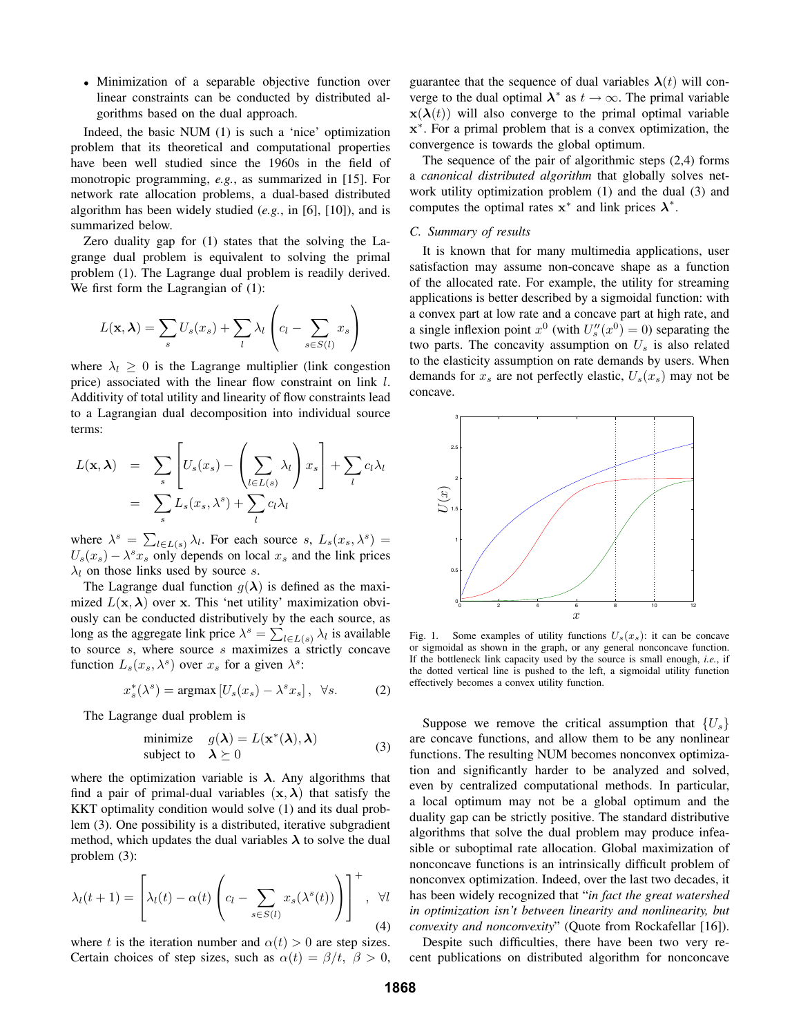- Minimization of a separable objective function over linear constraints can be conducted by distributed algorithms based on the dual approach.

Indeed, the basic NUM (1) is such a 'nice' optimization problem that its theoretical and computational properties have been well studied since the 1960s in the field of monotropic programming, *e.g.*, as summarized in [15]. For network rate allocation problems, a dual-based distributed algorithm has been widely studied (*e.g.*, in [6], [10]), and is summarized below.

Zero duality gap for (1) states that the solving the Lagrange dual problem is equivalent to solving the primal problem (1). The Lagrange dual problem is readily derived. We first form the Lagrangian of (1):

$$L(\mathbf{x}, \boldsymbol{\lambda}) = \sum_s U_s(x_s) + \sum_l \lambda_l \left( c_l - \sum_{s \in S(l)} x_s \right)$$

where $\lambda_l \geq 0$ is the Lagrange multiplier (link congestion price) associated with the linear flow constraint on link $l$. Additivity of total utility and linearity of flow constraints lead to a Lagrangian dual decomposition into individual source terms:

$$\begin{aligned} L(\mathbf{x}, \boldsymbol{\lambda}) &= \sum_s \left[ U_s(x_s) - \left( \sum_{l \in L(s)} \lambda_l \right) x_s \right] + \sum_l c_l \lambda_l \\ &= \sum_s L_s(x_s, \lambda^s) + \sum_l c_l \lambda_l \end{aligned}$$

where $\lambda^s = \sum_{l \in L(s)} \lambda_l$. For each source $s$, $L_s(x_s, \lambda^s) = U_s(x_s) - \lambda^s x_s$ only depends on local $x_s$ and the link prices $\lambda_l$ on those links used by source $s$.

The Lagrange dual function $g(\boldsymbol{\lambda})$ is defined as the maximized $L(\mathbf{x}, \boldsymbol{\lambda})$ over $\mathbf{x}$. This 'net utility' maximization obviously can be conducted distributively by the each source, as long as the aggregate link price $\lambda^s = \sum_{l \in L(s)} \lambda_l$ is available to source $s$, where source $s$ maximizes a strictly concave function $L_s(x_s, \lambda^s)$ over $x_s$ for a given $\lambda^s$:

$$x_s^*(\lambda^s) = \text{argmax} \left[ U_s(x_s) - \lambda^s x_s \right], \ \ \forall s. \quad (2)$$

The Lagrange dual problem is

$$\begin{array}{ll} \text{minimize} & g(\boldsymbol{\lambda}) = L(\mathbf{x}^*(\boldsymbol{\lambda}), \boldsymbol{\lambda}) \\ \text{subject to} & \boldsymbol{\lambda} \succeq 0 \end{array} \quad (3)$$

where the optimization variable is $\boldsymbol{\lambda}$. Any algorithms that find a pair of primal-dual variables $(\mathbf{x}, \boldsymbol{\lambda})$ that satisfy the KKT optimality condition would solve (1) and its dual problem (3). One possibility is a distributed, iterative subgradient method, which updates the dual variables $\boldsymbol{\lambda}$ to solve the dual problem (3):

$$\lambda_l(t+1) = \left[ \lambda_l(t) - \alpha(t) \left( c_l - \sum_{s \in S(l)} x_s(\lambda^s(t)) \right) \right]^+, \ \ \forall l \quad (4)$$

where $t$ is the iteration number and $\alpha(t) > 0$ are step sizes. Certain choices of step sizes, such as $\alpha(t) = \beta/t, \ \beta > 0$, guarantee that the sequence of dual variables $\boldsymbol{\lambda}(t)$ will converge to the dual optimal $\boldsymbol{\lambda}^*$ as $t \to \infty$. The primal variable $\mathbf{x}(\boldsymbol{\lambda}(t))$ will also converge to the primal optimal variable $\mathbf{x}^*$. For a primal problem that is a convex optimization, the convergence is towards the global optimum.

The sequence of the pair of algorithmic steps (2,4) forms a *canonical distributed algorithm* that globally solves network utility optimization problem (1) and the dual (3) and computes the optimal rates $\mathbf{x}^*$ and link prices $\boldsymbol{\lambda}^*$.

### C. Summary of results

It is known that for many multimedia applications, user satisfaction may assume non-concave shape as a function of the allocated rate. For example, the utility for streaming applications is better described by a sigmoidal function: with a convex part at low rate and a concave part at high rate, and a single inflexion point $x^0$ (with $U_s''(x^0) = 0$) separating the two parts. The concavity assumption on $U_s$ is also related to the elasticity assumption on rate demands by users. When demands for $x_s$ are not perfectly elastic, $U_s(x_s)$ may not be concave.

Fig. 1. Some examples of utility functions $U_s(x_s)$: it can be concave or sigmoidal as shown in the graph, or any general nonconcave function. If the bottleneck link capacity used by the source is small enough, *i.e.*, if the dotted vertical line is pushed to the left, a sigmoidal utility function effectively becomes a convex utility function.

Suppose we remove the critical assumption that $\{U_s\}$ are concave functions, and allow them to be any nonlinear functions. The resulting NUM becomes nonconvex optimization and significantly harder to be analyzed and solved, even by centralized computational methods. In particular, a local optimum may not be a global optimum and the duality gap can be strictly positive. The standard distributive algorithms that solve the dual problem may produce infeasible or suboptimal rate allocation. Global maximization of nonconcave functions is an intrinsically difficult problem of nonconvex optimization. Indeed, over the last two decades, it has been widely recognized that "*in fact the great watershed in optimization isn't between linearity and nonlinearity, but convexity and nonconvexity*" (Quote from Rockafellar [16]).

Despite such difficulties, there have been two very recent publications on distributed algorithm for nonconcave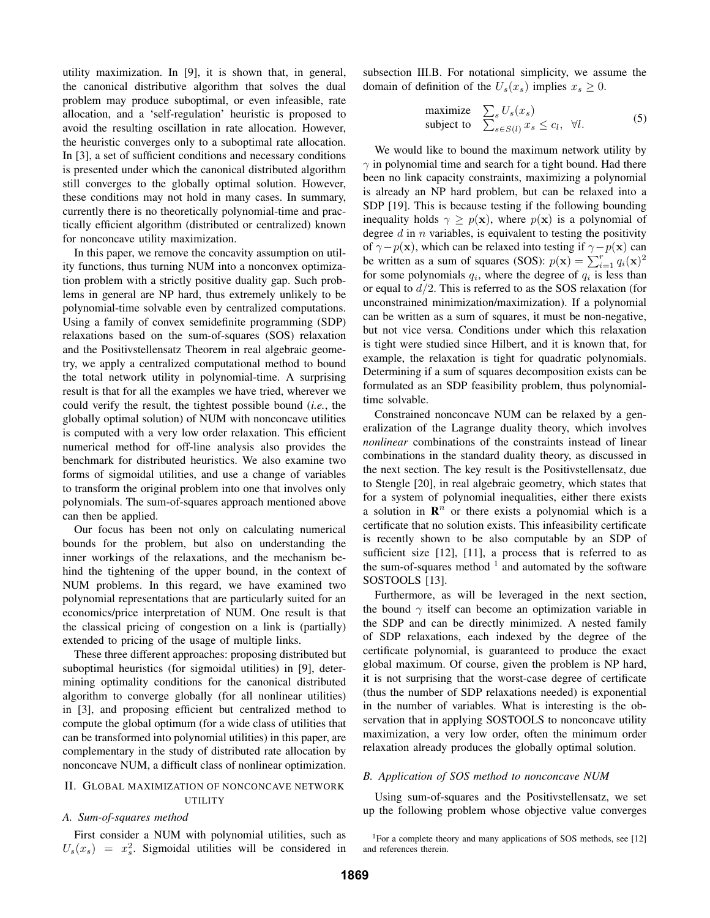utility maximization. In [9], it is shown that, in general, the canonical distributive algorithm that solves the dual problem may produce suboptimal, or even infeasible, rate allocation, and a 'self-regulation' heuristic is proposed to avoid the resulting oscillation in rate allocation. However, the heuristic converges only to a suboptimal rate allocation. In [3], a set of sufficient conditions and necessary conditions is presented under which the canonical distributed algorithm still converges to the globally optimal solution. However, these conditions may not hold in many cases. In summary, currently there is no theoretically polynomial-time and practically efficient algorithm (distributed or centralized) known for nonconcave utility maximization.

In this paper, we remove the concavity assumption on utility functions, thus turning NUM into a nonconvex optimization problem with a strictly positive duality gap. Such problems in general are NP hard, thus extremely unlikely to be polynomial-time solvable even by centralized computations. Using a family of convex semidefinite programming (SDP) relaxations based on the sum-of-squares (SOS) relaxation and the Positivstellensatz Theorem in real algebraic geometry, we apply a centralized computational method to bound the total network utility in polynomial-time. A surprising result is that for all the examples we have tried, wherever we could verify the result, the tightest possible bound (*i.e.*, the globally optimal solution) of NUM with nonconcave utilities is computed with a very low order relaxation. This efficient numerical method for off-line analysis also provides the benchmark for distributed heuristics. We also examine two forms of sigmoidal utilities, and use a change of variables to transform the original problem into one that involves only polynomials. The sum-of-squares approach mentioned above can then be applied.

Our focus has been not only on calculating numerical bounds for the problem, but also on understanding the inner workings of the relaxations, and the mechanism behind the tightening of the upper bound, in the context of NUM problems. In this regard, we have examined two polynomial representations that are particularly suited for an economics/price interpretation of NUM. One result is that the classical pricing of congestion on a link is (partially) extended to pricing of the usage of multiple links.

These three different approaches: proposing distributed but suboptimal heuristics (for sigmoidal utilities) in [9], determining optimality conditions for the canonical distributed algorithm to converge globally (for all nonlinear utilities) in [3], and proposing efficient but centralized method to compute the global optimum (for a wide class of utilities that can be transformed into polynomial utilities) in this paper, are complementary in the study of distributed rate allocation by nonconcave NUM, a difficult class of nonlinear optimization.

## II. Global maximization of nonconcave network utility

### A. Sum-of-squares method

First consider a NUM with polynomial utilities, such as $U_s(x_s) = x_s^2$. Sigmoidal utilities will be considered in subsection III.B. For notational simplicity, we assume the domain of definition of the $U_s(x_s)$ implies $x_s \geq 0$.

$$\begin{array}{ll} \text{maximize} & \sum_s U_s(x_s) \\ \text{subject to} & \sum_{s \in S(l)} x_s \leq c_l, \ \ \forall l. \end{array} \tag{5}$$

We would like to bound the maximum network utility by $\gamma$ in polynomial time and search for a tight bound. Had there been no link capacity constraints, maximizing a polynomial is already an NP hard problem, but can be relaxed into a SDP [19]. This is because testing if the following bounding inequality holds $\gamma \geq p(\mathbf{x})$, where $p(\mathbf{x})$ is a polynomial of degree $d$ in $n$ variables, is equivalent to testing the positivity of $\gamma - p(\mathbf{x})$, which can be relaxed into testing if $\gamma - p(\mathbf{x})$ can be written as a sum of squares (SOS): $p(\mathbf{x}) = \sum_{i=1}^{r} q_i(\mathbf{x})^2$ for some polynomials $q_i$, where the degree of $q_i$ is less than or equal to $d/2$. This is referred to as the SOS relaxation (for unconstrained minimization/maximization). If a polynomial can be written as a sum of squares, it must be non-negative, but not vice versa. Conditions under which this relaxation is tight were studied since Hilbert, and it is known that, for example, the relaxation is tight for quadratic polynomials. Determining if a sum of squares decomposition exists can be formulated as an SDP feasibility problem, thus polynomial-time solvable.

Constrained nonconcave NUM can be relaxed by a generalization of the Lagrange duality theory, which involves *nonlinear* combinations of the constraints instead of linear combinations in the standard duality theory, as discussed in the next section. The key result is the Positivstellensatz, due to Stengle [20], in real algebraic geometry, which states that for a system of polynomial inequalities, either there exists a solution in $\mathbf{R}^n$ or there exists a polynomial which is a certificate that no solution exists. This infeasibility certificate is recently shown to be also computable by an SDP of sufficient size [12], [11], a process that is referred to as the sum-of-squares method [1] and automated by the software SOSTOOLS [13].

Furthermore, as will be leveraged in the next section, the bound $\gamma$ itself can become an optimization variable in the SDP and can be directly minimized. A nested family of SDP relaxations, each indexed by the degree of the certificate polynomial, is guaranteed to produce the exact global maximum. Of course, given the problem is NP hard, it is not surprising that the worst-case degree of certificate (thus the number of SDP relaxations needed) is exponential in the number of variables. What is interesting is the observation that in applying SOSTOOLS to nonconcave utility maximization, a very low order, often the minimum order relaxation already produces the globally optimal solution.

### B. Application of SOS method to nonconcave NUM

Using sum-of-squares and the Positivstellensatz, we set up the following problem whose objective value converges

[1] For a complete theory and many applications of SOS methods, see [12] and references therein.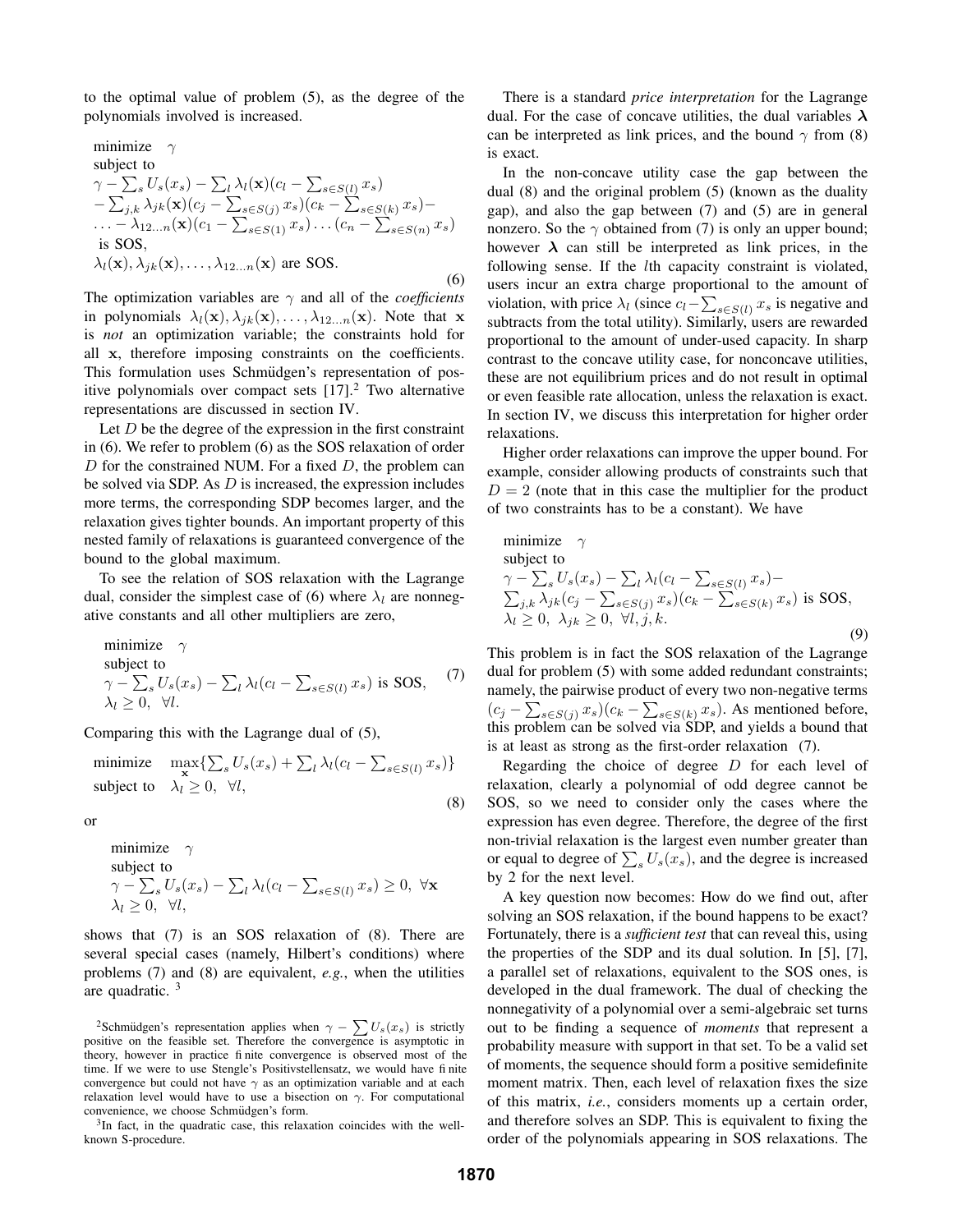to the optimal value of problem (5), as the degree of the polynomials involved is increased.

$$
\begin{array}{l}
\text{minimize} \quad \gamma \\
\text{subject to} \\
\gamma - \sum_s U_s(x_s) - \sum_l \lambda_l(\mathbf{x})(c_l - \sum_{s \in S(l)} x_s) \\
- \sum_{j,k} \lambda_{jk}(\mathbf{x})(c_j - \sum_{s \in S(j)} x_s)(c_k - \sum_{s \in S(k)} x_s) - \\
\ldots - \lambda_{12\ldots n}(\mathbf{x})(c_1 - \sum_{s \in S(1)} x_s) \ldots (c_n - \sum_{s \in S(n)} x_s) \\
\text{ is SOS}, \\
\lambda_l(\mathbf{x}), \lambda_{jk}(\mathbf{x}), \ldots, \lambda_{12\ldots n}(\mathbf{x}) \text{ are SOS}.
\end{array}
\tag{6}
$$

The optimization variables are $\gamma$ and all of the *coefficients* in polynomials $\lambda_l(\mathbf{x}), \lambda_{jk}(\mathbf{x}), \ldots, \lambda_{12\ldots n}(\mathbf{x})$. Note that $\mathbf{x}$ is *not* an optimization variable; the constraints hold for all $\mathbf{x}$, therefore imposing constraints on the coefficients. This formulation uses Schmüdgen's representation of positive polynomials over compact sets [17].[2] Two alternative representations are discussed in section IV.

Let $D$ be the degree of the expression in the first constraint in (6). We refer to problem (6) as the SOS relaxation of order $D$ for the constrained NUM. For a fixed $D$, the problem can be solved via SDP. As $D$ is increased, the expression includes more terms, the corresponding SDP becomes larger, and the relaxation gives tighter bounds. An important property of this nested family of relaxations is guaranteed convergence of the bound to the global maximum.

To see the relation of SOS relaxation with the Lagrange dual, consider the simplest case of (6) where $\lambda_l$ are nonnegative constants and all other multipliers are zero,

$$
\begin{array}{l}
\text{minimize} \quad \gamma \\
\text{subject to} \\
\gamma - \sum_s U_s(x_s) - \sum_l \lambda_l(c_l - \sum_{s \in S(l)} x_s) \text{ is SOS}, \\
\lambda_l \geq 0, \ \ \forall l.
\end{array}
\tag{7}
$$

Comparing this with the Lagrange dual of (5),

$$
\begin{array}{ll}
\text{minimize} & \max_{\mathbf{x}} \{\sum_s U_s(x_s) + \sum_l \lambda_l(c_l - \sum_{s \in S(l)} x_s)\} \\
\text{subject to} & \lambda_l \geq 0, \ \ \forall l,
\end{array}
\tag{8}
$$

or

$$
\begin{array}{l}
\text{minimize} \quad \gamma \\
\text{subject to} \\
\gamma - \sum_s U_s(x_s) - \sum_l \lambda_l(c_l - \sum_{s \in S(l)} x_s) \geq 0, \ \forall \mathbf{x} \\
\lambda_l \geq 0, \ \ \forall l,
\end{array}
$$

shows that (7) is an SOS relaxation of (8). There are several special cases (namely, Hilbert's conditions) where problems (7) and (8) are equivalent, *e.g.*, when the utilities are quadratic. [3]

There is a standard *price interpretation* for the Lagrange dual. For the case of concave utilities, the dual variables $\boldsymbol{\lambda}$ can be interpreted as link prices, and the bound $\gamma$ from (8) is exact.

In the non-concave utility case the gap between the dual (8) and the original problem (5) (known as the duality gap), and also the gap between (7) and (5) are in general nonzero. So the $\gamma$ obtained from (7) is only an upper bound; however $\boldsymbol{\lambda}$ can still be interpreted as link prices, in the following sense. If the $l$th capacity constraint is violated, users incur an extra charge proportional to the amount of violation, with price $\lambda_l$ (since $c_l - \sum_{s \in S(l)} x_s$ is negative and subtracts from the total utility). Similarly, users are rewarded proportional to the amount of under-used capacity. In sharp contrast to the concave utility case, for nonconcave utilities, these are not equilibrium prices and do not result in optimal or even feasible rate allocation, unless the relaxation is exact. In section IV, we discuss this interpretation for higher order relaxations.

Higher order relaxations can improve the upper bound. For example, consider allowing products of constraints such that $D = 2$ (note that in this case the multiplier for the product of two constraints has to be a constant). We have

$$
\begin{array}{l}
\text{minimize} \quad \gamma \\
\text{subject to} \\
\gamma - \sum_s U_s(x_s) - \sum_l \lambda_l(c_l - \sum_{s \in S(l)} x_s) - \\
\sum_{j,k} \lambda_{jk}(c_j - \sum_{s \in S(j)} x_s)(c_k - \sum_{s \in S(k)} x_s) \text{ is SOS}, \\
\lambda_l \geq 0, \ \lambda_{jk} \geq 0, \ \forall l, j, k.
\end{array}
\tag{9}
$$

This problem is in fact the SOS relaxation of the Lagrange dual for problem (5) with some added redundant constraints; namely, the pairwise product of every two non-negative terms $(c_j - \sum_{s \in S(j)} x_s)(c_k - \sum_{s \in S(k)} x_s)$. As mentioned before, this problem can be solved via SDP, and yields a bound that is at least as strong as the first-order relaxation (7).

Regarding the choice of degree $D$ for each level of relaxation, clearly a polynomial of odd degree cannot be SOS, so we need to consider only the cases where the expression has even degree. Therefore, the degree of the first non-trivial relaxation is the largest even number greater than or equal to degree of $\sum_s U_s(x_s)$, and the degree is increased by 2 for the next level.

A key question now becomes: How do we find out, after solving an SOS relaxation, if the bound happens to be exact? Fortunately, there is a *sufficient test* that can reveal this, using the properties of the SDP and its dual solution. In [5], [7], a parallel set of relaxations, equivalent to the SOS ones, is developed in the dual framework. The dual of checking the nonnegativity of a polynomial over a semi-algebraic set turns out to be finding a sequence of *moments* that represent a probability measure with support in that set. To be a valid set of moments, the sequence should form a positive semidefinite moment matrix. Then, each level of relaxation fixes the size of this matrix, *i.e.*, considers moments up a certain order, and therefore solves an SDP. This is equivalent to fixing the order of the polynomials appearing in SOS relaxations. The

---

[2] Schmüdgen's representation applies when $\gamma - \sum U_s(x_s)$ is strictly positive on the feasible set. Therefore the convergence is asymptotic in theory, however in practice finite convergence is observed most of the time. If we were to use Stengle's Positivstellensatz, we would have finite convergence but could not have $\gamma$ as an optimization variable and at each relaxation level would have to use a bisection on $\gamma$. For computational convenience, we choose Schmüdgen's form.

[3] In fact, in the quadratic case, this relaxation coincides with the well-known S-procedure.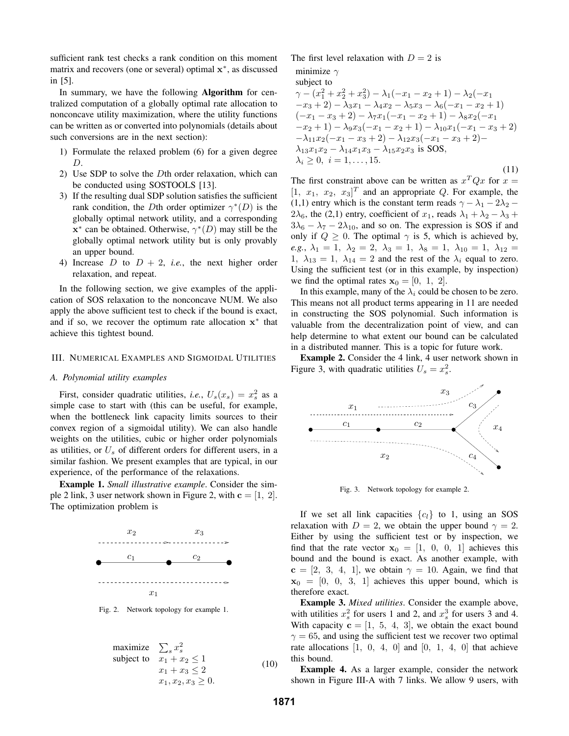sufficient rank test checks a rank condition on this moment matrix and recovers (one or several) optimal $\mathbf{x}^*$, as discussed in [5].

In summary, we have the following **Algorithm** for centralized computation of a globally optimal rate allocation to nonconcave utility maximization, where the utility functions can be written as or converted into polynomials (details about such conversions are in the next section):

1) Formulate the relaxed problem (6) for a given degree $D$.
2) Use SDP to solve the $D$th order relaxation, which can be conducted using SOSTOOLS [13].
3) If the resulting dual SDP solution satisfies the sufficient rank condition, the $D$th order optimizer $\gamma^*(D)$ is the globally optimal network utility, and a corresponding $\mathbf{x}^*$ can be obtained. Otherwise, $\gamma^*(D)$ may still be the globally optimal network utility but is only provably an upper bound.
4) Increase $D$ to $D+2$, *i.e.*, the next higher order relaxation, and repeat.

In the following section, we give examples of the application of SOS relaxation to the nonconcave NUM. We also apply the above sufficient test to check if the bound is exact, and if so, we recover the optimum rate allocation $\mathbf{x}^*$ that achieve this tightest bound.

## III. Numerical Examples and Sigmoidal Utilities

### A. Polynomial utility examples

First, consider quadratic utilities, *i.e.*, $U_s(x_s) = x_s^2$ as a simple case to start with (this can be useful, for example, when the bottleneck link capacity limits sources to their convex region of a sigmoidal utility). We can also handle weights on the utilities, cubic or higher order polynomials as utilities, or $U_s$ of different orders for different users, in a similar fashion. We present examples that are typical, in our experience, of the performance of the relaxations.

**Example 1.** *Small illustrative example*. Consider the simple 2 link, 3 user network shown in Figure 2, with $\mathbf{c} = [1,\ 2]$. The optimization problem is

Fig. 2. Network topology for example 1.

$$
\begin{array}{ll}
\text{maximize} & \sum_s x_s^2 \\
\text{subject to} & x_1 + x_2 \leq 1 \\
& x_1 + x_3 \leq 2 \\
& x_1, x_2, x_3 \geq 0.
\end{array}
\tag{10}
$$

The first level relaxation with $D = 2$ is

$$
\begin{array}{l}
\text{minimize } \gamma \\
\text{subject to} \\
\gamma - (x_1^2 + x_2^2 + x_3^2) - \lambda_1(-x_1 - x_2 + 1) - \lambda_2(-x_1 \\
-x_3 + 2) - \lambda_3 x_1 - \lambda_4 x_2 - \lambda_5 x_3 - \lambda_6(-x_1 - x_2 + 1) \\
(-x_1 - x_3 + 2) - \lambda_7 x_1(-x_1 - x_2 + 1) - \lambda_8 x_2(-x_1 \\
-x_2 + 1) - \lambda_9 x_3(-x_1 - x_2 + 1) - \lambda_{10} x_1(-x_1 - x_3 + 2) \\
-\lambda_{11} x_2(-x_1 - x_3 + 2) - \lambda_{12} x_3(-x_1 - x_3 + 2) - \\
\lambda_{13} x_1 x_2 - \lambda_{14} x_1 x_3 - \lambda_{15} x_2 x_3 \text{ is SOS}, \\
\lambda_i \geq 0,\ i = 1, \ldots, 15.
\end{array}
\tag{11}
$$

The first constraint above can be written as $x^T Q x$ for $x = [1,\ x_1,\ x_2,\ x_3]^T$ and an appropriate $Q$. For example, the (1,1) entry which is the constant term reads $\gamma - \lambda_1 - 2\lambda_2 - 2\lambda_6$, the (2,1) entry, coefficient of $x_1$, reads $\lambda_1 + \lambda_2 - \lambda_3 + 3\lambda_6 - \lambda_7 - 2\lambda_{10}$, and so on. The expression is SOS if and only if $Q \geq 0$. The optimal $\gamma$ is 5, which is achieved by, *e.g.*, $\lambda_1 = 1,\ \lambda_2 = 2,\ \lambda_3 = 1,\ \lambda_8 = 1,\ \lambda_{10} = 1,\ \lambda_{12} = 1,\ \lambda_{13} = 1,\ \lambda_{14} = 2$ and the rest of the $\lambda_i$ equal to zero. Using the sufficient test (or in this example, by inspection) we find the optimal rates $\mathbf{x}_0 = [0,\ 1,\ 2]$.

In this example, many of the $\lambda_i$ could be chosen to be zero. This means not all product terms appearing in 11 are needed in constructing the SOS polynomial. Such information is valuable from the decentralization point of view, and can help determine to what extent our bound can be calculated in a distributed manner. This is a topic for future work.

**Example 2.** Consider the 4 link, 4 user network shown in Figure 3, with quadratic utilities $U_s = x_s^2$.

Fig. 3. Network topology for example 2.

If we set all link capacities $\{c_l\}$ to 1, using an SOS relaxation with $D = 2$, we obtain the upper bound $\gamma = 2$. Either by using the sufficient test or by inspection, we find that the rate vector $\mathbf{x}_0 = [1,\ 0,\ 0,\ 1]$ achieves this bound and the bound is exact. As another example, with $\mathbf{c} = [2,\ 3,\ 4,\ 1]$, we obtain $\gamma = 10$. Again, we find that $\mathbf{x}_0 = [0,\ 0,\ 3,\ 1]$ achieves this upper bound, which is therefore exact.

**Example 3.** *Mixed utilities*. Consider the example above, with utilities $x_s^2$ for users 1 and 2, and $x_s^3$ for users 3 and 4. With capacity $\mathbf{c} = [1,\ 5,\ 4,\ 3]$, we obtain the exact bound $\gamma = 65$, and using the sufficient test we recover two optimal rate allocations $[1,\ 0,\ 4,\ 0]$ and $[0,\ 1,\ 4,\ 0]$ that achieve this bound.

**Example 4.** As a larger example, consider the network shown in Figure III-A with 7 links. We allow 9 users, with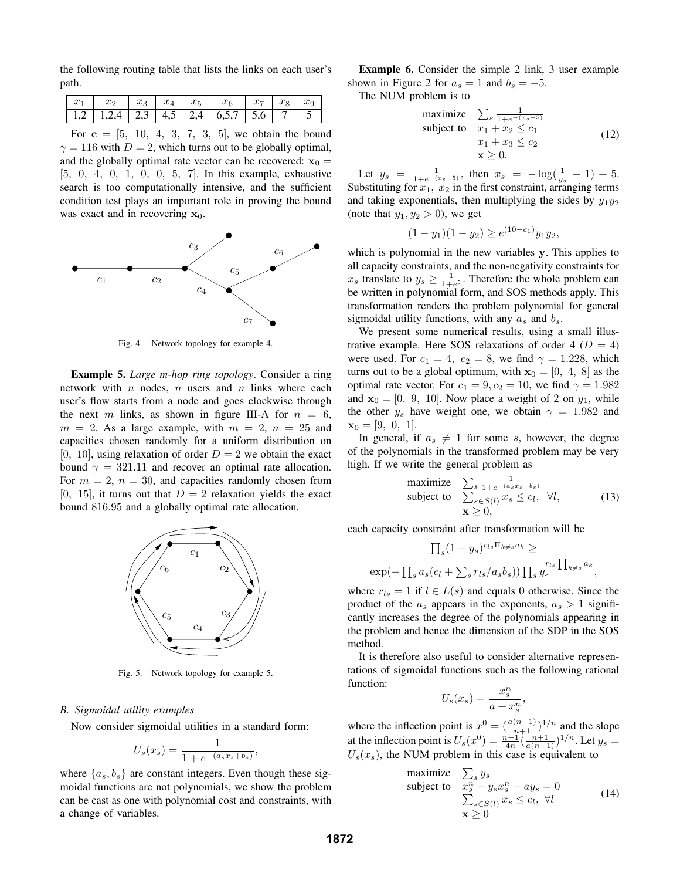the following routing table that lists the links on each user's path.

| $x_1$ | $x_2$ | $x_3$ | $x_4$ | $x_5$ | $x_6$ | $x_7$ | $x_8$ | $x_9$ |
|---|---|---|---|---|---|---|---|---|
| 1,2 | 1,2,4 | 2,3 | 4,5 | 2,4 | 6,5,7 | 5,6 | 7 | 5 |

For $\mathbf{c} = [5,\ 10,\ 4,\ 3,\ 7,\ 3,\ 5]$, we obtain the bound $\gamma = 116$ with $D = 2$, which turns out to be globally optimal, and the globally optimal rate vector can be recovered: $\mathbf{x}_0 = [5,\ 0,\ 4,\ 0,\ 1,\ 0,\ 0,\ 5,\ 7]$. In this example, exhaustive search is too computationally intensive, and the sufficient condition test plays an important role in proving the bound was exact and in recovering $\mathbf{x}_0$.

Fig. 4. Network topology for example 4.

**Example 5.** *Large m-hop ring topology*. Consider a ring network with $n$ nodes, $n$ users and $n$ links where each user's flow starts from a node and goes clockwise through the next $m$ links, as shown in figure III-A for $n = 6$, $m = 2$. As a large example, with $m = 2$, $n = 25$ and capacities chosen randomly for a uniform distribution on $[0,\ 10]$, using relaxation of order $D = 2$ we obtain the exact bound $\gamma = 321.11$ and recover an optimal rate allocation. For $m = 2$, $n = 30$, and capacities randomly chosen from $[0,\ 15]$, it turns out that $D = 2$ relaxation yields the exact bound $816.95$ and a globally optimal rate allocation.

Fig. 5. Network topology for example 5.

### B. Sigmoidal utility examples

Now consider sigmoidal utilities in a standard form:

$$U_s(x_s) = \frac{1}{1 + e^{-(a_s x_s + b_s)}},$$

where $\{a_s, b_s\}$ are constant integers. Even though these sigmoidal functions are not polynomials, we show the problem can be cast as one with polynomial cost and constraints, with a change of variables.

**Example 6.** Consider the simple 2 link, 3 user example shown in Figure 2 for $a_s = 1$ and $b_s = -5$.

The NUM problem is to

$$\begin{array}{ll} \text{maximize} & \sum_s \frac{1}{1+e^{-(x_s - 5)}} \\ \text{subject to} & x_1 + x_2 \leq c_1 \\ & x_1 + x_3 \leq c_2 \\ & \mathbf{x} \geq 0. \end{array} \tag{12}$$

Let $y_s = \frac{1}{1+e^{-(x_s-5)}}$, then $x_s = -\log(\frac{1}{y_s} - 1) + 5$. Substituting for $x_1,\ x_2$ in the first constraint, arranging terms and taking exponentials, then multiplying the sides by $y_1 y_2$ (note that $y_1, y_2 > 0$), we get

$$(1 - y_1)(1 - y_2) \geq e^{(10 - c_1)} y_1 y_2,$$

which is polynomial in the new variables $\mathbf{y}$. This applies to all capacity constraints, and the non-negativity constraints for $x_s$ translate to $y_s \geq \frac{1}{1+e^5}$. Therefore the whole problem can be written in polynomial form, and SOS methods apply. This transformation renders the problem polynomial for general sigmoidal utility functions, with any $a_s$ and $b_s$.

We present some numerical results, using a small illustrative example. Here SOS relaxations of order 4 ($D = 4$) were used. For $c_1 = 4,\ c_2 = 8$, we find $\gamma = 1.228$, which turns out to be a global optimum, with $\mathbf{x}_0 = [0,\ 4,\ 8]$ as the optimal rate vector. For $c_1 = 9, c_2 = 10$, we find $\gamma = 1.982$ and $\mathbf{x}_0 = [0,\ 9,\ 10]$. Now place a weight of 2 on $y_1$, while the other $y_s$ have weight one, we obtain $\gamma = 1.982$ and $\mathbf{x}_0 = [9,\ 0,\ 1]$.

In general, if $a_s \neq 1$ for some $s$, however, the degree of the polynomials in the transformed problem may be very high. If we write the general problem as

$$\begin{array}{ll} \text{maximize} & \sum_s \frac{1}{1+e^{-(a_s x_s + b_s)}} \\ \text{subject to} & \sum_{s \in S(l)} x_s \leq c_l, \ \ \forall l, \\ & \mathbf{x} \geq 0, \end{array} \tag{13}$$

each capacity constraint after transformation will be

$$\textstyle\prod_s (1 - y_s)^{r_{ls} \Pi_{k \neq s} a_k} \geq$$
$$\exp(-\textstyle\prod_s a_s (c_l + \sum_s r_{ls}/a_s b_s)) \prod_s y_s^{r_{ls} \prod_{k \neq s} a_k},$$

where $r_{ls} = 1$ if $l \in L(s)$ and equals 0 otherwise. Since the product of the $a_s$ appears in the exponents, $a_s > 1$ significantly increases the degree of the polynomials appearing in the problem and hence the dimension of the SDP in the SOS method.

It is therefore also useful to consider alternative representations of sigmoidal functions such as the following rational function:

$$U_s(x_s) = \frac{x_s^n}{a + x_s^n},$$

where the inflection point is $x^0 = (\frac{a(n-1)}{n+1})^{1/n}$ and the slope at the inflection point is $U_s(x^0) = \frac{n-1}{4n}(\frac{n+1}{a(n-1)})^{1/n}$. Let $y_s = U_s(x_s)$, the NUM problem in this case is equivalent to

$$\begin{array}{ll} \text{maximize} & \sum_s y_s \\ \text{subject to} & x_s^n - y_s x_s^n - a y_s = 0 \\ & \sum_{s \in S(l)} x_s \leq c_l, \ \forall l \\ & \mathbf{x} \geq 0 \end{array} \tag{14}$$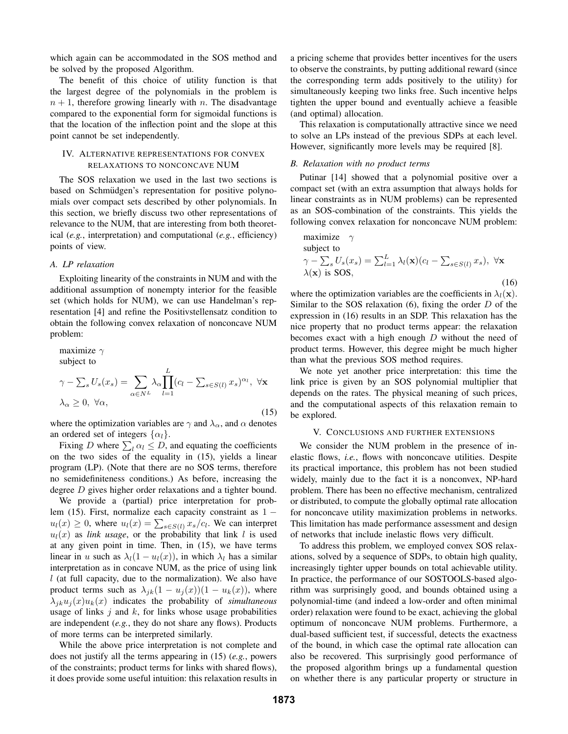which again can be accommodated in the SOS method and be solved by the proposed Algorithm.

The benefit of this choice of utility function is that the largest degree of the polynomials in the problem is $n+1$, therefore growing linearly with $n$. The disadvantage compared to the exponential form for sigmoidal functions is that the location of the inflection point and the slope at this point cannot be set independently.

## IV. Alternative representations for convex relaxations to nonconcave NUM

The SOS relaxation we used in the last two sections is based on Schmüdgen's representation for positive polynomials over compact sets described by other polynomials. In this section, we briefly discuss two other representations of relevance to the NUM, that are interesting from both theoretical (*e.g.*, interpretation) and computational (*e.g.*, efficiency) points of view.

### A. LP relaxation

Exploiting linearity of the constraints in NUM and with the additional assumption of nonempty interior for the feasible set (which holds for NUM), we can use Handelman's representation [4] and refine the Positivstellensatz condition to obtain the following convex relaxation of nonconcave NUM problem:

$$
\begin{aligned}
&\text{maximize } \gamma \\
&\text{subject to} \\
&\gamma - \textstyle\sum_s U_s(x_s) = \displaystyle\sum_{\alpha \in N^L} \lambda_\alpha \prod_{l=1}^{L} (c_l - \textstyle\sum_{s \in S(l)} x_s)^{\alpha_l}, \ \forall \mathbf{x} \\
&\lambda_\alpha \geq 0, \ \forall \alpha,
\end{aligned}
\tag{15}
$$

where the optimization variables are $\gamma$ and $\lambda_\alpha$, and $\alpha$ denotes an ordered set of integers $\{\alpha_l\}$.

Fixing $D$ where $\sum_l \alpha_l \leq D$, and equating the coefficients on the two sides of the equality in (15), yields a linear program (LP). (Note that there are no SOS terms, therefore no semidefiniteness conditions.) As before, increasing the degree $D$ gives higher order relaxations and a tighter bound.

We provide a (partial) price interpretation for problem (15). First, normalize each capacity constraint as $1 - u_l(x) \geq 0$, where $u_l(x) = \sum_{s \in S(l)} x_s / c_l$. We can interpret $u_l(x)$ as *link usage*, or the probability that link $l$ is used at any given point in time. Then, in (15), we have terms linear in $u$ such as $\lambda_l(1 - u_l(x))$, in which $\lambda_l$ has a similar interpretation as in concave NUM, as the price of using link $l$ (at full capacity, due to the normalization). We also have product terms such as $\lambda_{jk}(1 - u_j(x))(1 - u_k(x))$, where $\lambda_{jk} u_j(x) u_k(x)$ indicates the probability of *simultaneous* usage of links $j$ and $k$, for links whose usage probabilities are independent (*e.g.*, they do not share any flows). Products of more terms can be interpreted similarly.

While the above price interpretation is not complete and does not justify all the terms appearing in (15) (*e.g.*, powers of the constraints; product terms for links with shared flows), it does provide some useful intuition: this relaxation results in a pricing scheme that provides better incentives for the users to observe the constraints, by putting additional reward (since the corresponding term adds positively to the utility) for simultaneously keeping two links free. Such incentive helps tighten the upper bound and eventually achieve a feasible (and optimal) allocation.

This relaxation is computationally attractive since we need to solve an LPs instead of the previous SDPs at each level. However, significantly more levels may be required [8].

### B. Relaxation with no product terms

Putinar [14] showed that a polynomial positive over a compact set (with an extra assumption that always holds for linear constraints as in NUM problems) can be represented as an SOS-combination of the constraints. This yields the following convex relaxation for nonconcave NUM problem:

$$
\begin{aligned}
&\text{maximize } \quad \gamma \\
&\text{subject to} \\
&\gamma - \textstyle\sum_s U_s(x_s) = \sum_{l=1}^{L} \lambda_l(\mathbf{x})(c_l - \sum_{s \in S(l)} x_s), \ \forall \mathbf{x} \\
&\lambda(\mathbf{x}) \text{ is SOS},
\end{aligned}
\tag{16}
$$

where the optimization variables are the coefficients in $\lambda_l(\mathbf{x})$. Similar to the SOS relaxation (6), fixing the order $D$ of the expression in (16) results in an SDP. This relaxation has the nice property that no product terms appear: the relaxation becomes exact with a high enough $D$ without the need of product terms. However, this degree might be much higher than what the previous SOS method requires.

We note yet another price interpretation: this time the link price is given by an SOS polynomial multiplier that depends on the rates. The physical meaning of such prices, and the computational aspects of this relaxation remain to be explored.

## V. Conclusions and further extensions

We consider the NUM problem in the presence of inelastic flows, *i.e.*, flows with nonconcave utilities. Despite its practical importance, this problem has not been studied widely, mainly due to the fact it is a nonconvex, NP-hard problem. There has been no effective mechanism, centralized or distributed, to compute the globally optimal rate allocation for nonconcave utility maximization problems in networks. This limitation has made performance assessment and design of networks that include inelastic flows very difficult.

To address this problem, we employed convex SOS relaxations, solved by a sequence of SDPs, to obtain high quality, increasingly tighter upper bounds on total achievable utility. In practice, the performance of our SOSTOOLS-based algorithm was surprisingly good, and bounds obtained using a polynomial-time (and indeed a low-order and often minimal order) relaxation were found to be exact, achieving the global optimum of nonconcave NUM problems. Furthermore, a dual-based sufficient test, if successful, detects the exactness of the bound, in which case the optimal rate allocation can also be recovered. This surprisingly good performance of the proposed algorithm brings up a fundamental question on whether there is any particular property or structure in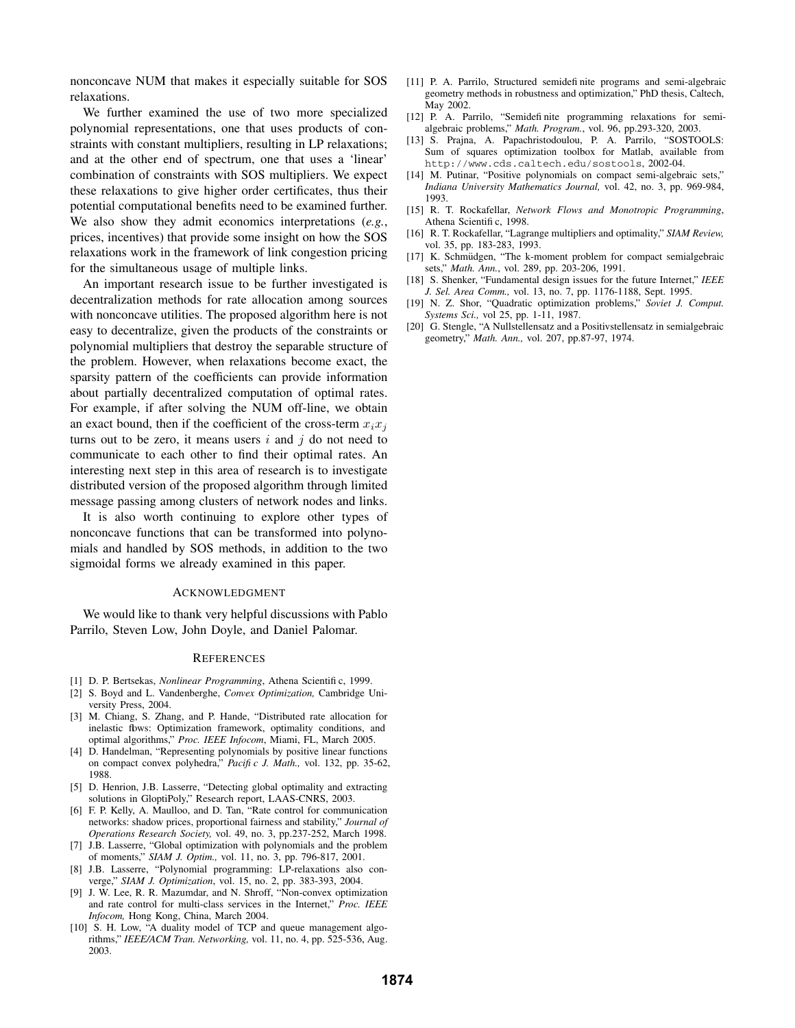nonconcave NUM that makes it especially suitable for SOS relaxations.

We further examined the use of two more specialized polynomial representations, one that uses products of constraints with constant multipliers, resulting in LP relaxations; and at the other end of spectrum, one that uses a 'linear' combination of constraints with SOS multipliers. We expect these relaxations to give higher order certificates, thus their potential computational benefits need to be examined further. We also show they admit economics interpretations (*e.g.*, prices, incentives) that provide some insight on how the SOS relaxations work in the framework of link congestion pricing for the simultaneous usage of multiple links.

An important research issue to be further investigated is decentralization methods for rate allocation among sources with nonconcave utilities. The proposed algorithm here is not easy to decentralize, given the products of the constraints or polynomial multipliers that destroy the separable structure of the problem. However, when relaxations become exact, the sparsity pattern of the coefficients can provide information about partially decentralized computation of optimal rates. For example, if after solving the NUM off-line, we obtain an exact bound, then if the coefficient of the cross-term $x_i x_j$ turns out to be zero, it means users $i$ and $j$ do not need to communicate to each other to find their optimal rates. An interesting next step in this area of research is to investigate distributed version of the proposed algorithm through limited message passing among clusters of network nodes and links.

It is also worth continuing to explore other types of nonconcave functions that can be transformed into polynomials and handled by SOS methods, in addition to the two sigmoidal forms we already examined in this paper.

## Acknowledgment

We would like to thank very helpful discussions with Pablo Parrilo, Steven Low, John Doyle, and Daniel Palomar.

## References

[1] D. P. Bertsekas, *Nonlinear Programming*, Athena Scientific, 1999.

[2] S. Boyd and L. Vandenberghe, *Convex Optimization,* Cambridge University Press, 2004.

[3] M. Chiang, S. Zhang, and P. Hande, "Distributed rate allocation for inelastic flows: Optimization framework, optimality conditions, and optimal algorithms," *Proc. IEEE Infocom*, Miami, FL, March 2005.

[4] D. Handelman, "Representing polynomials by positive linear functions on compact convex polyhedra," *Pacific J. Math.,* vol. 132, pp. 35-62, 1988.

[5] D. Henrion, J.B. Lasserre, "Detecting global optimality and extracting solutions in GloptiPoly," Research report, LAAS-CNRS, 2003.

[6] F. P. Kelly, A. Maulloo, and D. Tan, "Rate control for communication networks: shadow prices, proportional fairness and stability," *Journal of Operations Research Society,* vol. 49, no. 3, pp.237-252, March 1998.

[7] J.B. Lasserre, "Global optimization with polynomials and the problem of moments," *SIAM J. Optim.,* vol. 11, no. 3, pp. 796-817, 2001.

[8] J.B. Lasserre, "Polynomial programming: LP-relaxations also converge," *SIAM J. Optimization*, vol. 15, no. 2, pp. 383-393, 2004.

[9] J. W. Lee, R. R. Mazumdar, and N. Shroff, "Non-convex optimization and rate control for multi-class services in the Internet," *Proc. IEEE Infocom,* Hong Kong, China, March 2004.

[10] S. H. Low, "A duality model of TCP and queue management algorithms," *IEEE/ACM Tran. Networking,* vol. 11, no. 4, pp. 525-536, Aug. 2003.

[11] P. A. Parrilo, Structured semidefinite programs and semi-algebraic geometry methods in robustness and optimization," PhD thesis, Caltech, May 2002.

[12] P. A. Parrilo, "Semidefinite programming relaxations for semi-algebraic problems," *Math. Program.*, vol. 96, pp.293-320, 2003.

[13] S. Prajna, A. Papachristodoulou, P. A. Parrilo, "SOSTOOLS: Sum of squares optimization toolbox for Matlab, available from `http://www.cds.caltech.edu/sostools`, 2002-04.

[14] M. Putinar, "Positive polynomials on compact semi-algebraic sets," *Indiana University Mathematics Journal,* vol. 42, no. 3, pp. 969-984, 1993.

[15] R. T. Rockafellar, *Network Flows and Monotropic Programming*, Athena Scientific, 1998.

[16] R. T. Rockafellar, "Lagrange multipliers and optimality," *SIAM Review,* vol. 35, pp. 183-283, 1993.

[17] K. Schmüdgen, "The k-moment problem for compact semialgebraic sets," *Math. Ann.*, vol. 289, pp. 203-206, 1991.

[18] S. Shenker, "Fundamental design issues for the future Internet," *IEEE J. Sel. Area Comm.,* vol. 13, no. 7, pp. 1176-1188, Sept. 1995.

[19] N. Z. Shor, "Quadratic optimization problems," *Soviet J. Comput. Systems Sci.,* vol 25, pp. 1-11, 1987.

[20] G. Stengle, "A Nullstellensatz and a Positivstellensatz in semialgebraic geometry," *Math. Ann.,* vol. 207, pp.87-97, 1974.